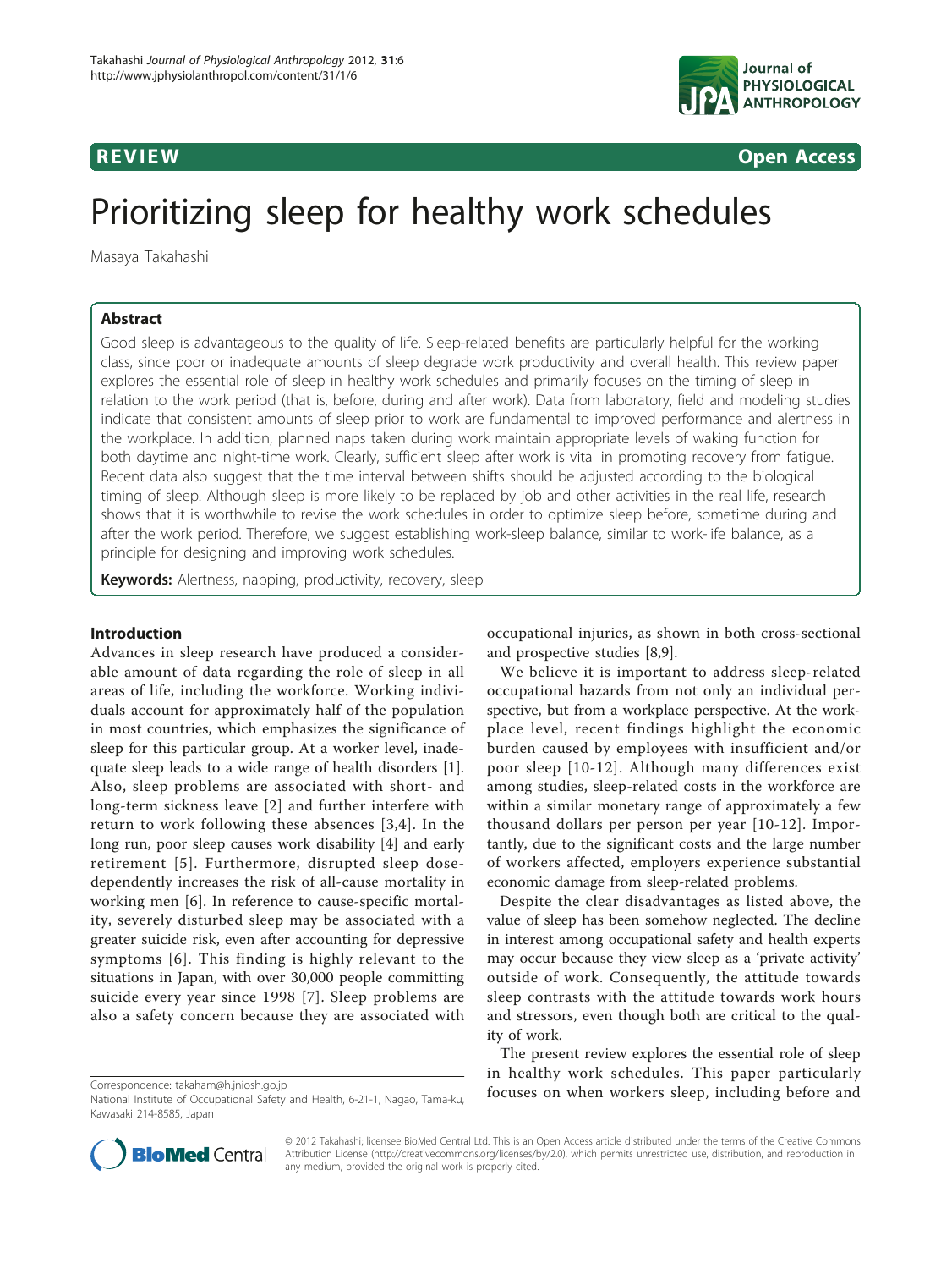**REVIEW** **Open Access**

# Prioritizing sleep for healthy work schedules

Masaya Takahashi

## Abstract

Good sleep is advantageous to the quality of life. Sleep-related benefits are particularly helpful for the working class, since poor or inadequate amounts of sleep degrade work productivity and overall health. This review paper explores the essential role of sleep in healthy work schedules and primarily focuses on the timing of sleep in relation to the work period (that is, before, during and after work). Data from laboratory, field and modeling studies indicate that consistent amounts of sleep prior to work are fundamental to improved performance and alertness in the workplace. In addition, planned naps taken during work maintain appropriate levels of waking function for both daytime and night-time work. Clearly, sufficient sleep after work is vital in promoting recovery from fatigue. Recent data also suggest that the time interval between shifts should be adjusted according to the biological timing of sleep. Although sleep is more likely to be replaced by job and other activities in the real life, research shows that it is worthwhile to revise the work schedules in order to optimize sleep before, sometime during and after the work period. Therefore, we suggest establishing work-sleep balance, similar to work-life balance, as a principle for designing and improving work schedules.

**Keywords:** Alertness, napping, productivity, recovery, sleep

## Introduction

Advances in sleep research have produced a considerable amount of data regarding the role of sleep in all areas of life, including the workforce. Working individuals account for approximately half of the population in most countries, which emphasizes the significance of sleep for this particular group. At a worker level, inadequate sleep leads to a wide range of health disorders [1]. Also, sleep problems are associated with short- and long-term sickness leave [2] and further interfere with return to work following these absences [3,4]. In the long run, poor sleep causes work disability [4] and early retirement [5]. Furthermore, disrupted sleep dose-dependently increases the risk of all-cause mortality in working men [6]. In reference to cause-specific mortality, severely disturbed sleep may be associated with a greater suicide risk, even after accounting for depressive symptoms [6]. This finding is highly relevant to the situations in Japan, with over 30,000 people committing suicide every year since 1998 [7]. Sleep problems are also a safety concern because they are associated with occupational injuries, as shown in both cross-sectional and prospective studies [8,9].

We believe it is important to address sleep-related occupational hazards from not only an individual perspective, but from a workplace perspective. At the workplace level, recent findings highlight the economic burden caused by employees with insufficient and/or poor sleep [10-12]. Although many differences exist among studies, sleep-related costs in the workforce are within a similar monetary range of approximately a few thousand dollars per person per year [10-12]. Importantly, due to the significant costs and the large number of workers affected, employers experience substantial economic damage from sleep-related problems.

Despite the clear disadvantages as listed above, the value of sleep has been somehow neglected. The decline in interest among occupational safety and health experts may occur because they view sleep as a 'private activity' outside of work. Consequently, the attitude towards sleep contrasts with the attitude towards work hours and stressors, even though both are critical to the quality of work.

The present review explores the essential role of sleep in healthy work schedules. This paper particularly focuses on when workers sleep, including before and

Correspondence: takaham@h.jniosh.go.jp
National Institute of Occupational Safety and Health, 6-21-1, Nagao, Tama-ku, Kawasaki 214-8585, Japan

© 2012 Takahashi; licensee BioMed Central Ltd. This is an Open Access article distributed under the terms of the Creative Commons Attribution License (http://creativecommons.org/licenses/by/2.0), which permits unrestricted use, distribution, and reproduction in any medium, provided the original work is properly cited.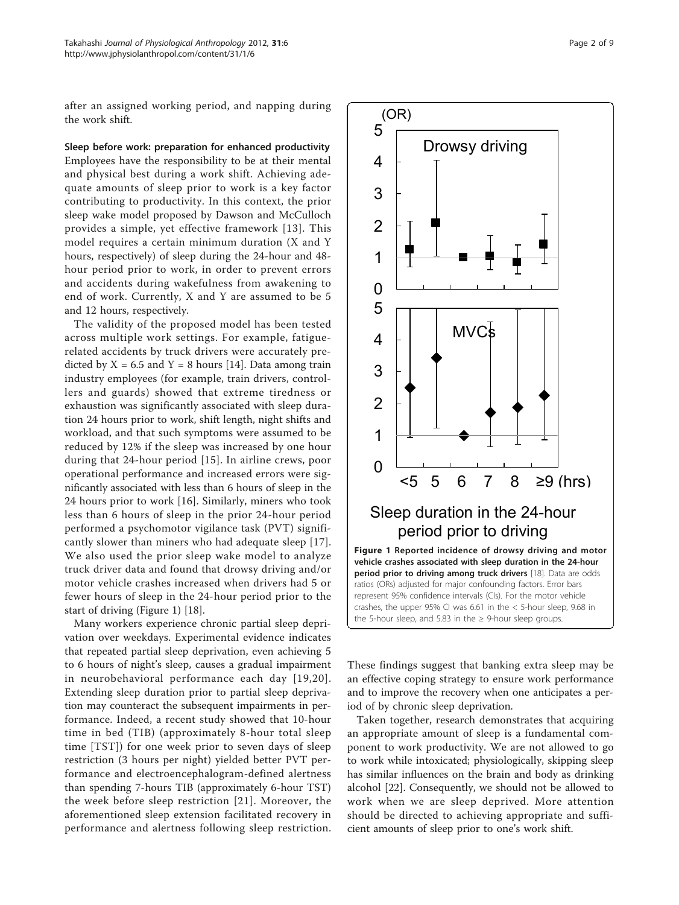after an assigned working period, and napping during the work shift.

**Sleep before work: preparation for enhanced productivity**

Employees have the responsibility to be at their mental and physical best during a work shift. Achieving adequate amounts of sleep prior to work is a key factor contributing to productivity. In this context, the prior sleep wake model proposed by Dawson and McCulloch provides a simple, yet effective framework [13]. This model requires a certain minimum duration (X and Y hours, respectively) of sleep during the 24-hour and 48-hour period prior to work, in order to prevent errors and accidents during wakefulness from awakening to end of work. Currently, X and Y are assumed to be 5 and 12 hours, respectively.

The validity of the proposed model has been tested across multiple work settings. For example, fatigue-related accidents by truck drivers were accurately predicted by X = 6.5 and Y = 8 hours [14]. Data among train industry employees (for example, train drivers, controllers and guards) showed that extreme tiredness or exhaustion was significantly associated with sleep duration 24 hours prior to work, shift length, night shifts and workload, and that such symptoms were assumed to be reduced by 12% if the sleep was increased by one hour during that 24-hour period [15]. In airline crews, poor operational performance and increased errors were significantly associated with less than 6 hours of sleep in the 24 hours prior to work [16]. Similarly, miners who took less than 6 hours of sleep in the prior 24-hour period performed a psychomotor vigilance task (PVT) significantly slower than miners who had adequate sleep [17]. We also used the prior sleep wake model to analyze truck driver data and found that drowsy driving and/or motor vehicle crashes increased when drivers had 5 or fewer hours of sleep in the 24-hour period prior to the start of driving (Figure 1) [18].

Many workers experience chronic partial sleep deprivation over weekdays. Experimental evidence indicates that repeated partial sleep deprivation, even achieving 5 to 6 hours of night's sleep, causes a gradual impairment in neurobehavioral performance each day [19,20]. Extending sleep duration prior to partial sleep deprivation may counteract the subsequent impairments in performance. Indeed, a recent study showed that 10-hour time in bed (TIB) (approximately 8-hour total sleep time [TST]) for one week prior to seven days of sleep restriction (3 hours per night) yielded better PVT performance and electroencephalogram-defined alertness than spending 7-hours TIB (approximately 6-hour TST) the week before sleep restriction [21]. Moreover, the aforementioned sleep extension facilitated recovery in performance and alertness following sleep restriction.

**Figure 1 Reported incidence of drowsy driving and motor vehicle crashes associated with sleep duration in the 24-hour period prior to driving among truck drivers** [18]. Data are odds ratios (ORs) adjusted for major confounding factors. Error bars represent 95% confidence intervals (CIs). For the motor vehicle crashes, the upper 95% CI was 6.61 in the < 5-hour sleep, 9.68 in the 5-hour sleep, and 5.83 in the ≥ 9-hour sleep groups.

These findings suggest that banking extra sleep may be an effective coping strategy to ensure work performance and to improve the recovery when one anticipates a period of by chronic sleep deprivation.

Taken together, research demonstrates that acquiring an appropriate amount of sleep is a fundamental component to work productivity. We are not allowed to go to work while intoxicated; physiologically, skipping sleep has similar influences on the brain and body as drinking alcohol [22]. Consequently, we should not be allowed to work when we are sleep deprived. More attention should be directed to achieving appropriate and sufficient amounts of sleep prior to one's work shift.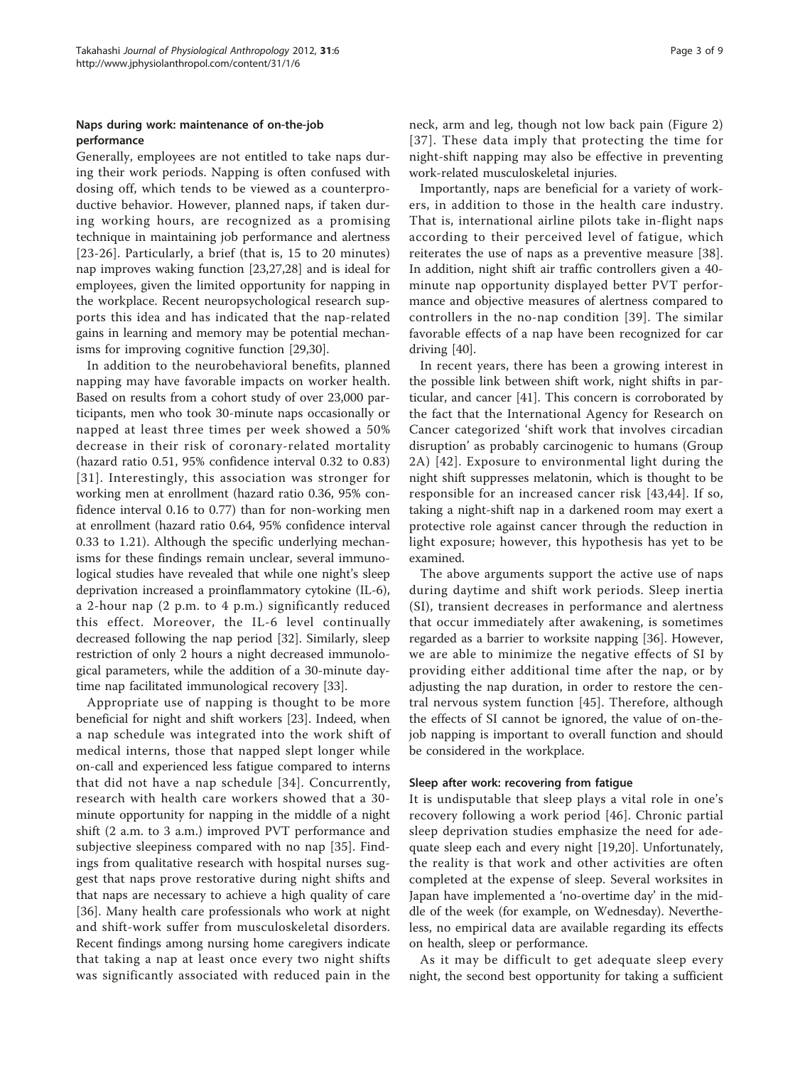### Naps during work: maintenance of on-the-job performance

Generally, employees are not entitled to take naps during their work periods. Napping is often confused with dosing off, which tends to be viewed as a counterproductive behavior. However, planned naps, if taken during working hours, are recognized as a promising technique in maintaining job performance and alertness [23-26]. Particularly, a brief (that is, 15 to 20 minutes) nap improves waking function [23,27,28] and is ideal for employees, given the limited opportunity for napping in the workplace. Recent neuropsychological research supports this idea and has indicated that the nap-related gains in learning and memory may be potential mechanisms for improving cognitive function [29,30].

In addition to the neurobehavioral benefits, planned napping may have favorable impacts on worker health. Based on results from a cohort study of over 23,000 participants, men who took 30-minute naps occasionally or napped at least three times per week showed a 50% decrease in their risk of coronary-related mortality (hazard ratio 0.51, 95% confidence interval 0.32 to 0.83) [31]. Interestingly, this association was stronger for working men at enrollment (hazard ratio 0.36, 95% confidence interval 0.16 to 0.77) than for non-working men at enrollment (hazard ratio 0.64, 95% confidence interval 0.33 to 1.21). Although the specific underlying mechanisms for these findings remain unclear, several immunological studies have revealed that while one night's sleep deprivation increased a proinflammatory cytokine (IL-6), a 2-hour nap (2 p.m. to 4 p.m.) significantly reduced this effect. Moreover, the IL-6 level continually decreased following the nap period [32]. Similarly, sleep restriction of only 2 hours a night decreased immunological parameters, while the addition of a 30-minute daytime nap facilitated immunological recovery [33].

Appropriate use of napping is thought to be more beneficial for night and shift workers [23]. Indeed, when a nap schedule was integrated into the work shift of medical interns, those that napped slept longer while on-call and experienced less fatigue compared to interns that did not have a nap schedule [34]. Concurrently, research with health care workers showed that a 30-minute opportunity for napping in the middle of a night shift (2 a.m. to 3 a.m.) improved PVT performance and subjective sleepiness compared with no nap [35]. Findings from qualitative research with hospital nurses suggest that naps prove restorative during night shifts and that naps are necessary to achieve a high quality of care [36]. Many health care professionals who work at night and shift-work suffer from musculoskeletal disorders. Recent findings among nursing home caregivers indicate that taking a nap at least once every two night shifts was significantly associated with reduced pain in the neck, arm and leg, though not low back pain (Figure 2) [37]. These data imply that protecting the time for night-shift napping may also be effective in preventing work-related musculoskeletal injuries.

Importantly, naps are beneficial for a variety of workers, in addition to those in the health care industry. That is, international airline pilots take in-flight naps according to their perceived level of fatigue, which reiterates the use of naps as a preventive measure [38]. In addition, night shift air traffic controllers given a 40-minute nap opportunity displayed better PVT performance and objective measures of alertness compared to controllers in the no-nap condition [39]. The similar favorable effects of a nap have been recognized for car driving [40].

In recent years, there has been a growing interest in the possible link between shift work, night shifts in particular, and cancer [41]. This concern is corroborated by the fact that the International Agency for Research on Cancer categorized 'shift work that involves circadian disruption' as probably carcinogenic to humans (Group 2A) [42]. Exposure to environmental light during the night shift suppresses melatonin, which is thought to be responsible for an increased cancer risk [43,44]. If so, taking a night-shift nap in a darkened room may exert a protective role against cancer through the reduction in light exposure; however, this hypothesis has yet to be examined.

The above arguments support the active use of naps during daytime and shift work periods. Sleep inertia (SI), transient decreases in performance and alertness that occur immediately after awakening, is sometimes regarded as a barrier to worksite napping [36]. However, we are able to minimize the negative effects of SI by providing either additional time after the nap, or by adjusting the nap duration, in order to restore the central nervous system function [45]. Therefore, although the effects of SI cannot be ignored, the value of on-the-job napping is important to overall function and should be considered in the workplace.

### Sleep after work: recovering from fatigue

It is undisputable that sleep plays a vital role in one's recovery following a work period [46]. Chronic partial sleep deprivation studies emphasize the need for adequate sleep each and every night [19,20]. Unfortunately, the reality is that work and other activities are often completed at the expense of sleep. Several worksites in Japan have implemented a 'no-overtime day' in the middle of the week (for example, on Wednesday). Nevertheless, no empirical data are available regarding its effects on health, sleep or performance.

As it may be difficult to get adequate sleep every night, the second best opportunity for taking a sufficient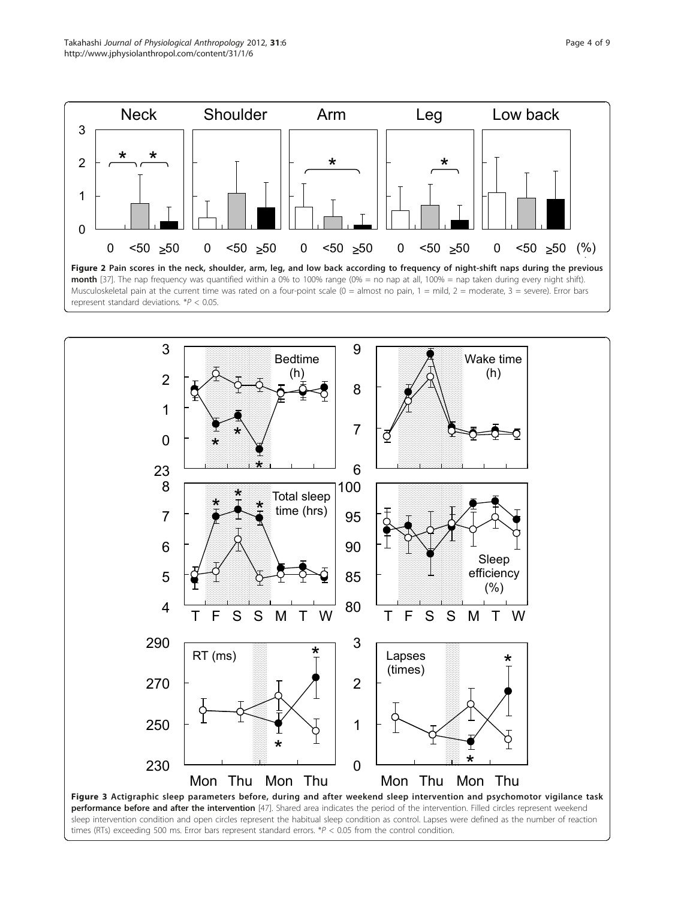**Figure 2 Pain scores in the neck, shoulder, arm, leg, and low back according to frequency of night-shift naps during the previous month** [37]. The nap frequency was quantified within a 0% to 100% range (0% = no nap at all, 100% = nap taken during every night shift). Musculoskeletal pain at the current time was rated on a four-point scale (0 = almost no pain, 1 = mild, 2 = moderate, 3 = severe). Error bars represent standard deviations. *$P < 0.05$.

**Figure 3 Actigraphic sleep parameters before, during and after weekend sleep intervention and psychomotor vigilance task performance before and after the intervention** [47]. Shared area indicates the period of the intervention. Filled circles represent weekend sleep intervention condition and open circles represent the habitual sleep condition as control. Lapses were defined as the number of reaction times (RTs) exceeding 500 ms. Error bars represent standard errors. *$P < 0.05$ from the control condition.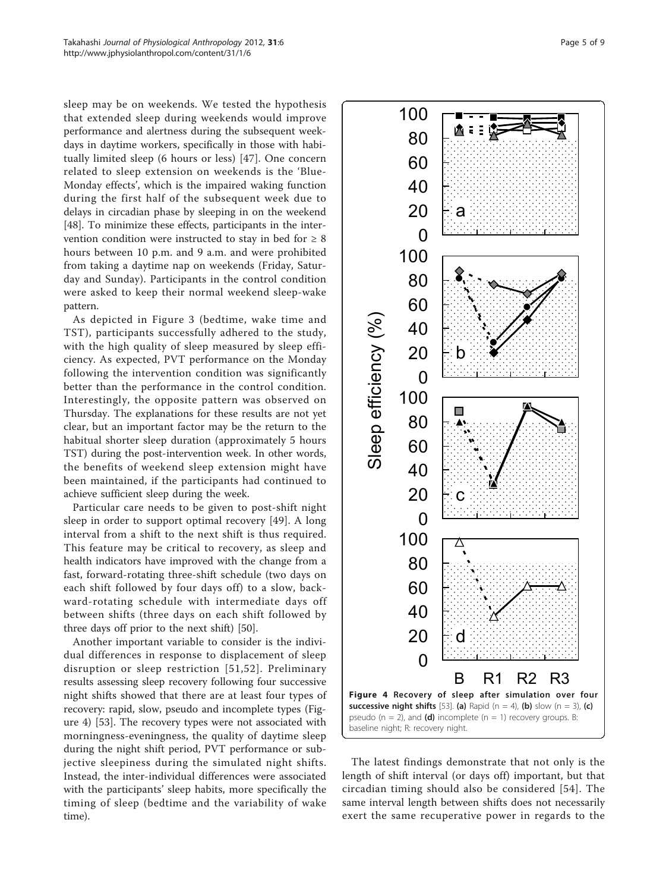sleep may be on weekends. We tested the hypothesis that extended sleep during weekends would improve performance and alertness during the subsequent weekdays in daytime workers, specifically in those with habitually limited sleep (6 hours or less) [47]. One concern related to sleep extension on weekends is the 'Blue-Monday effects', which is the impaired waking function during the first half of the subsequent week due to delays in circadian phase by sleeping in on the weekend [48]. To minimize these effects, participants in the intervention condition were instructed to stay in bed for ≥ 8 hours between 10 p.m. and 9 a.m. and were prohibited from taking a daytime nap on weekends (Friday, Saturday and Sunday). Participants in the control condition were asked to keep their normal weekend sleep-wake pattern.

As depicted in Figure 3 (bedtime, wake time and TST), participants successfully adhered to the study, with the high quality of sleep measured by sleep efficiency. As expected, PVT performance on the Monday following the intervention condition was significantly better than the performance in the control condition. Interestingly, the opposite pattern was observed on Thursday. The explanations for these results are not yet clear, but an important factor may be the return to the habitual shorter sleep duration (approximately 5 hours TST) during the post-intervention week. In other words, the benefits of weekend sleep extension might have been maintained, if the participants had continued to achieve sufficient sleep during the week.

Particular care needs to be given to post-shift night sleep in order to support optimal recovery [49]. A long interval from a shift to the next shift is thus required. This feature may be critical to recovery, as sleep and health indicators have improved with the change from a fast, forward-rotating three-shift schedule (two days on each shift followed by four days off) to a slow, backward-rotating schedule with intermediate days off between shifts (three days on each shift followed by three days off prior to the next shift) [50].

Another important variable to consider is the individual differences in response to displacement of sleep disruption or sleep restriction [51,52]. Preliminary results assessing sleep recovery following four successive night shifts showed that there are at least four types of recovery: rapid, slow, pseudo and incomplete types (Figure 4) [53]. The recovery types were not associated with morningness-eveningness, the quality of daytime sleep during the night shift period, PVT performance or subjective sleepiness during the simulated night shifts. Instead, the inter-individual differences were associated with the participants' sleep habits, more specifically the timing of sleep (bedtime and the variability of wake time).

**Figure 4 Recovery of sleep after simulation over four successive night shifts** [53]. **(a)** Rapid (n = 4), **(b)** slow (n = 3), **(c)** pseudo (n = 2), and **(d)** incomplete (n = 1) recovery groups. B: baseline night; R: recovery night.

The latest findings demonstrate that not only is the length of shift interval (or days off) important, but that circadian timing should also be considered [54]. The same interval length between shifts does not necessarily exert the same recuperative power in regards to the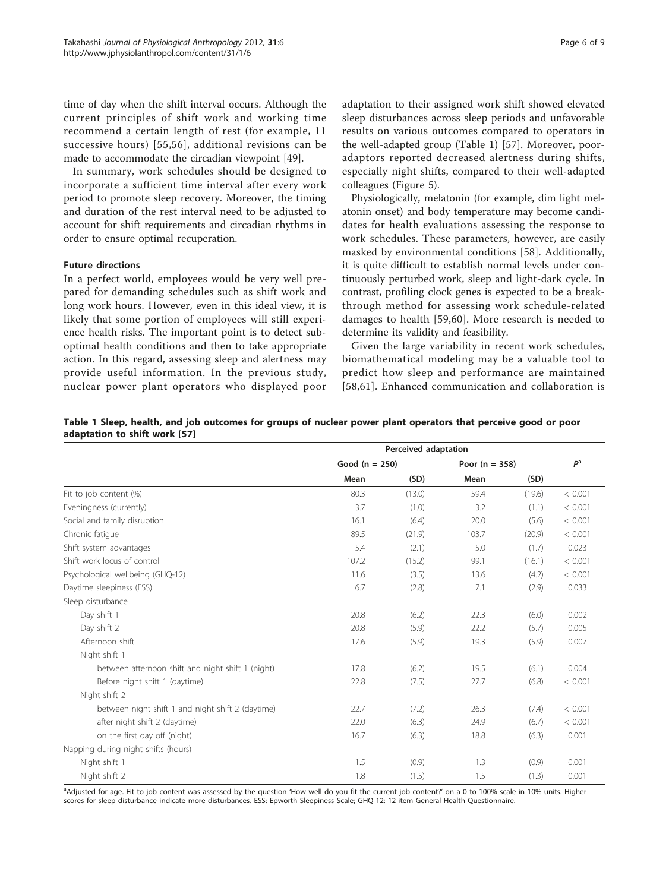time of day when the shift interval occurs. Although the current principles of shift work and working time recommend a certain length of rest (for example, 11 successive hours) [55,56], additional revisions can be made to accommodate the circadian viewpoint [49].

In summary, work schedules should be designed to incorporate a sufficient time interval after every work period to promote sleep recovery. Moreover, the timing and duration of the rest interval need to be adjusted to account for shift requirements and circadian rhythms in order to ensure optimal recuperation.

### Future directions

In a perfect world, employees would be very well prepared for demanding schedules such as shift work and long work hours. However, even in this ideal view, it is likely that some portion of employees will still experience health risks. The important point is to detect suboptimal health conditions and then to take appropriate action. In this regard, assessing sleep and alertness may provide useful information. In the previous study, nuclear power plant operators who displayed poor adaptation to their assigned work shift showed elevated sleep disturbances across sleep periods and unfavorable results on various outcomes compared to operators in the well-adapted group (Table 1) [57]. Moreover, poor-adaptors reported decreased alertness during shifts, especially night shifts, compared to their well-adapted colleagues (Figure 5).

Physiologically, melatonin (for example, dim light melatonin onset) and body temperature may become candidates for health evaluations assessing the response to work schedules. These parameters, however, are easily masked by environmental conditions [58]. Additionally, it is quite difficult to establish normal levels under continuously perturbed work, sleep and light-dark cycle. In contrast, profiling clock genes is expected to be a breakthrough method for assessing work schedule-related damages to health [59,60]. More research is needed to determine its validity and feasibility.

Given the large variability in recent work schedules, biomathematical modeling may be a valuable tool to predict how sleep and performance are maintained [58,61]. Enhanced communication and collaboration is

**Table 1 Sleep, health, and job outcomes for groups of nuclear power plant operators that perceive good or poor adaptation to shift work [57]**

| | Perceived adaptation | | | | |
|---|---|---|---|---|---|
| | Good (n = 250) | | Poor (n = 358) | | $P^a$ |
| | Mean | (SD) | Mean | (SD) | |
| Fit to job content (%) | 80.3 | (13.0) | 59.4 | (19.6) | < 0.001 |
| Eveningness (currently) | 3.7 | (1.0) | 3.2 | (1.1) | < 0.001 |
| Social and family disruption | 16.1 | (6.4) | 20.0 | (5.6) | < 0.001 |
| Chronic fatigue | 89.5 | (21.9) | 103.7 | (20.9) | < 0.001 |
| Shift system advantages | 5.4 | (2.1) | 5.0 | (1.7) | 0.023 |
| Shift work locus of control | 107.2 | (15.2) | 99.1 | (16.1) | < 0.001 |
| Psychological wellbeing (GHQ-12) | 11.6 | (3.5) | 13.6 | (4.2) | < 0.001 |
| Daytime sleepiness (ESS) | 6.7 | (2.8) | 7.1 | (2.9) | 0.033 |
| Sleep disturbance | | | | | |
| Day shift 1 | 20.8 | (6.2) | 22.3 | (6.0) | 0.002 |
| Day shift 2 | 20.8 | (5.9) | 22.2 | (5.7) | 0.005 |
| Afternoon shift | 17.6 | (5.9) | 19.3 | (5.9) | 0.007 |
| Night shift 1 | | | | | |
| between afternoon shift and night shift 1 (night) | 17.8 | (6.2) | 19.5 | (6.1) | 0.004 |
| Before night shift 1 (daytime) | 22.8 | (7.5) | 27.7 | (6.8) | < 0.001 |
| Night shift 2 | | | | | |
| between night shift 1 and night shift 2 (daytime) | 22.7 | (7.2) | 26.3 | (7.4) | < 0.001 |
| after night shift 2 (daytime) | 22.0 | (6.3) | 24.9 | (6.7) | < 0.001 |
| on the first day off (night) | 16.7 | (6.3) | 18.8 | (6.3) | 0.001 |
| Napping during night shifts (hours) | | | | | |
| Night shift 1 | 1.5 | (0.9) | 1.3 | (0.9) | 0.001 |
| Night shift 2 | 1.8 | (1.5) | 1.5 | (1.3) | 0.001 |

[a]Adjusted for age. Fit to job content was assessed by the question 'How well do you fit the current job content?' on a 0 to 100% scale in 10% units. Higher scores for sleep disturbance indicate more disturbances. ESS: Epworth Sleepiness Scale; GHQ-12: 12-item General Health Questionnaire.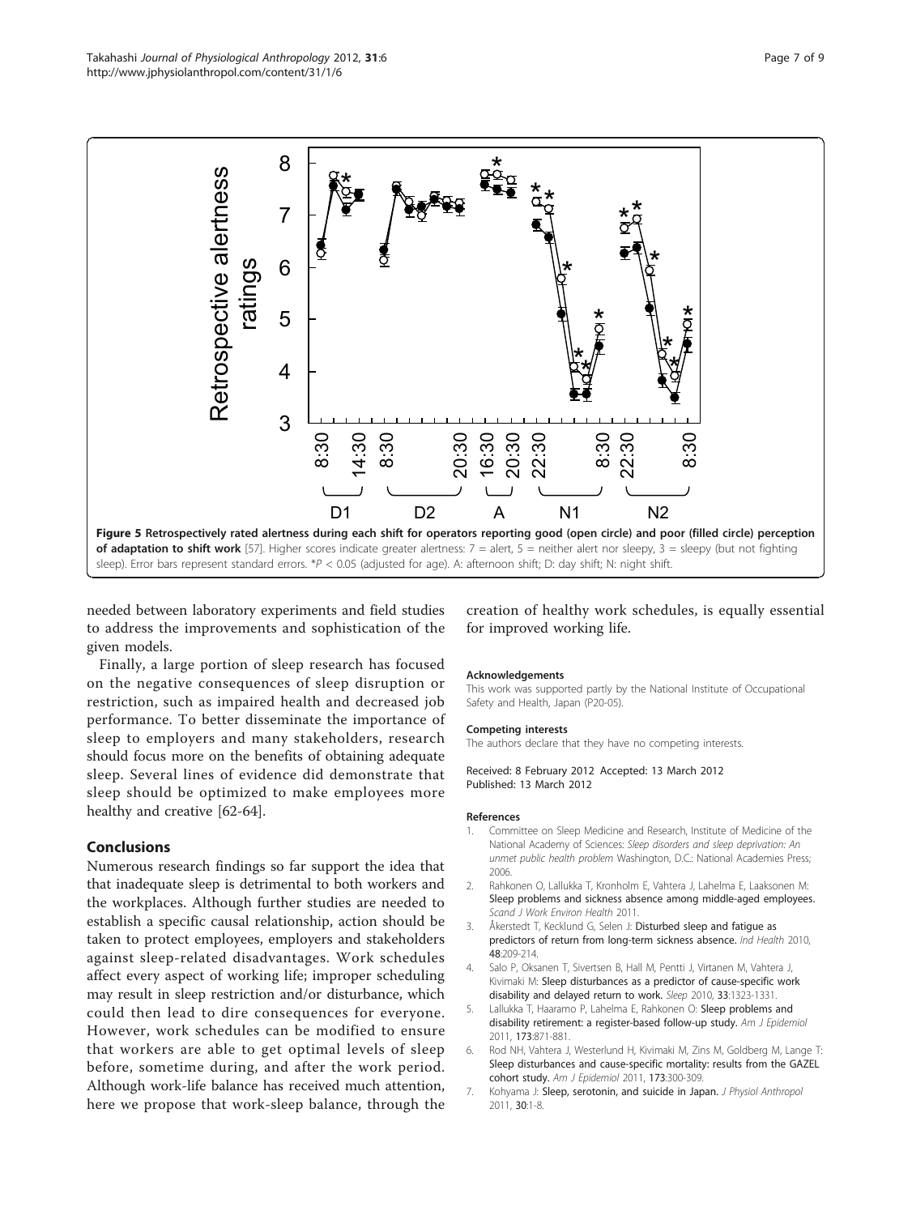**Figure 5 Retrospectively rated alertness during each shift for operators reporting good (open circle) and poor (filled circle) perception of adaptation to shift work** [57]. Higher scores indicate greater alertness: 7 = alert, 5 = neither alert nor sleepy, 3 = sleepy (but not fighting sleep). Error bars represent standard errors. *$P < 0.05$ (adjusted for age). A: afternoon shift; D: day shift; N: night shift.

needed between laboratory experiments and field studies to address the improvements and sophistication of the given models.

Finally, a large portion of sleep research has focused on the negative consequences of sleep disruption or restriction, such as impaired health and decreased job performance. To better disseminate the importance of sleep to employers and many stakeholders, research should focus more on the benefits of obtaining adequate sleep. Several lines of evidence did demonstrate that sleep should be optimized to make employees more healthy and creative [62-64].

## Conclusions

Numerous research findings so far support the idea that that inadequate sleep is detrimental to both workers and the workplaces. Although further studies are needed to establish a specific causal relationship, action should be taken to protect employees, employers and stakeholders against sleep-related disadvantages. Work schedules affect every aspect of working life; improper scheduling may result in sleep restriction and/or disturbance, which could then lead to dire consequences for everyone. However, work schedules can be modified to ensure that workers are able to get optimal levels of sleep before, sometime during, and after the work period. Although work-life balance has received much attention, here we propose that work-sleep balance, through the creation of healthy work schedules, is equally essential for improved working life.

#### Acknowledgements

This work was supported partly by the National Institute of Occupational Safety and Health, Japan (P20-05).

#### Competing interests

The authors declare that they have no competing interests.

Received: 8 February 2012 Accepted: 13 March 2012
Published: 13 March 2012

#### References

1. Committee on Sleep Medicine and Research, Institute of Medicine of the National Academy of Sciences: *Sleep disorders and sleep deprivation: An unmet public health problem* Washington, D.C.: National Academies Press; 2006.
2. Rahkonen O, Lallukka T, Kronholm E, Vahtera J, Lahelma E, Laaksonen M: **Sleep problems and sickness absence among middle-aged employees.** *Scand J Work Environ Health* 2011.
3. Åkerstedt T, Kecklund G, Selen J: **Disturbed sleep and fatigue as predictors of return from long-term sickness absence.** *Ind Health* 2010, **48**:209-214.
4. Salo P, Oksanen T, Sivertsen B, Hall M, Pentti J, Virtanen M, Vahtera J, Kivimaki M: **Sleep disturbances as a predictor of cause-specific work disability and delayed return to work.** *Sleep* 2010, **33**:1323-1331.
5. Lallukka T, Haaramo P, Lahelma E, Rahkonen O: **Sleep problems and disability retirement: a register-based follow-up study.** *Am J Epidemiol* 2011, **173**:871-881.
6. Rod NH, Vahtera J, Westerlund H, Kivimaki M, Zins M, Goldberg M, Lange T: **Sleep disturbances and cause-specific mortality: results from the GAZEL cohort study.** *Am J Epidemiol* 2011, **173**:300-309.
7. Kohyama J: **Sleep, serotonin, and suicide in Japan.** *J Physiol Anthropol* 2011, **30**:1-8.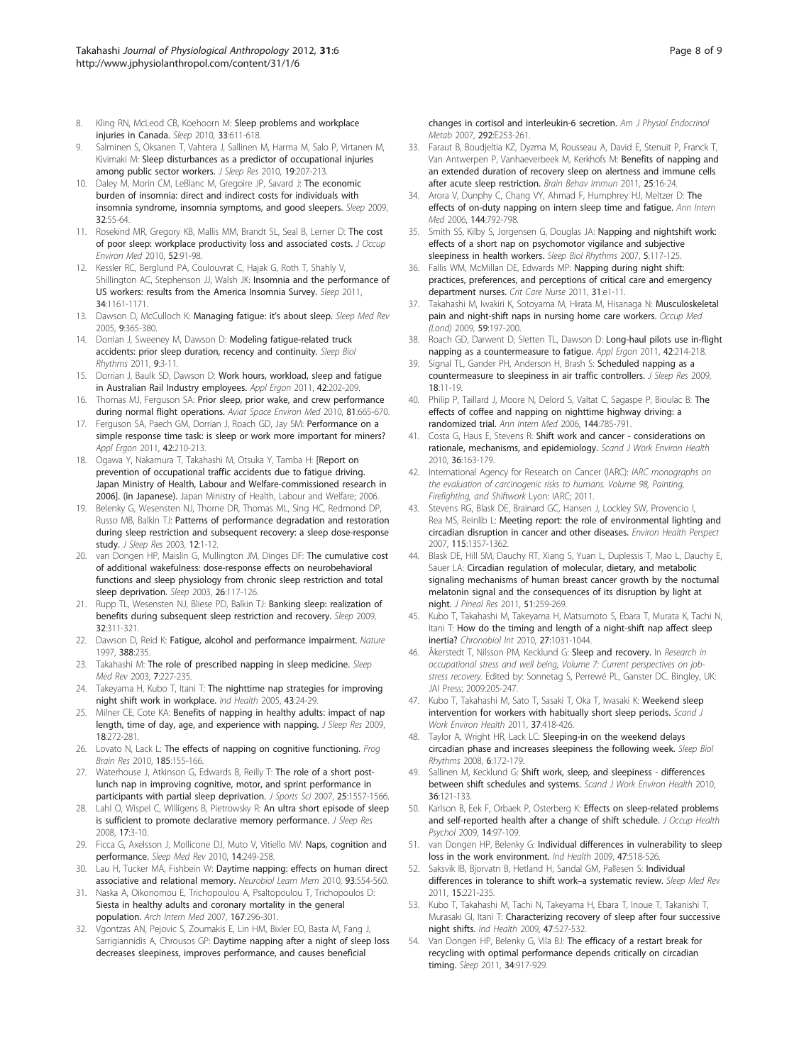8. Kling RN, McLeod CB, Koehoorn M: **Sleep problems and workplace injuries in Canada.** *Sleep* 2010, **33**:611-618.
9. Salminen S, Oksanen T, Vahtera J, Sallinen M, Harma M, Salo P, Virtanen M, Kivimaki M: **Sleep disturbances as a predictor of occupational injuries among public sector workers.** *J Sleep Res* 2010, **19**:207-213.
10. Daley M, Morin CM, LeBlanc M, Gregoire JP, Savard J: **The economic burden of insomnia: direct and indirect costs for individuals with insomnia syndrome, insomnia symptoms, and good sleepers.** *Sleep* 2009, **32**:55-64.
11. Rosekind MR, Gregory KB, Mallis MM, Brandt SL, Seal B, Lerner D: **The cost of poor sleep: workplace productivity loss and associated costs.** *J Occup Environ Med* 2010, **52**:91-98.
12. Kessler RC, Berglund PA, Coulouvrat C, Hajak G, Roth T, Shahly V, Shillington AC, Stephenson JJ, Walsh JK: **Insomnia and the performance of US workers: results from the America Insomnia Survey.** *Sleep* 2011, **34**:1161-1171.
13. Dawson D, McCulloch K: **Managing fatigue: it's about sleep.** *Sleep Med Rev* 2005, **9**:365-380.
14. Dorrian J, Sweeney M, Dawson D: **Modeling fatigue-related truck accidents: prior sleep duration, recency and continuity.** *Sleep Biol Rhythms* 2011, **9**:3-11.
15. Dorrian J, Baulk SD, Dawson D: **Work hours, workload, sleep and fatigue in Australian Rail Industry employees.** *Appl Ergon* 2011, **42**:202-209.
16. Thomas MJ, Ferguson SA: **Prior sleep, prior wake, and crew performance during normal flight operations.** *Aviat Space Environ Med* 2010, **81**:665-670.
17. Ferguson SA, Paech GM, Dorrian J, Roach GD, Jay SM: **Performance on a simple response time task: is sleep or work more important for miners?** *Appl Ergon* 2011, **42**:210-213.
18. Ogawa Y, Nakamura T, Takahashi M, Otsuka Y, Tamba H: **[Report on prevention of occupational traffic accidents due to fatigue driving. Japan Ministry of Health, Labour and Welfare-commissioned research in 2006]. (in Japanese).** Japan Ministry of Health, Labour and Welfare; 2006.
19. Belenky G, Wesensten NJ, Thorne DR, Thomas ML, Sing HC, Redmond DP, Russo MB, Balkin TJ: **Patterns of performance degradation and restoration during sleep restriction and subsequent recovery: a sleep dose-response study.** *J Sleep Res* 2003, **12**:1-12.
20. van Dongen HP, Maislin G, Mullington JM, Dinges DF: **The cumulative cost of additional wakefulness: dose-response effects on neurobehavioral functions and sleep physiology from chronic sleep restriction and total sleep deprivation.** *Sleep* 2003, **26**:117-126.
21. Rupp TL, Wesensten NJ, Bliese PD, Balkin TJ: **Banking sleep: realization of benefits during subsequent sleep restriction and recovery.** *Sleep* 2009, **32**:311-321.
22. Dawson D, Reid K: **Fatigue, alcohol and performance impairment.** *Nature* 1997, **388**:235.
23. Takahashi M: **The role of prescribed napping in sleep medicine.** *Sleep Med Rev* 2003, **7**:227-235.
24. Takeyama H, Kubo T, Itani T: **The nighttime nap strategies for improving night shift work in workplace.** *Ind Health* 2005, **43**:24-29.
25. Milner CE, Cote KA: **Benefits of napping in healthy adults: impact of nap length, time of day, age, and experience with napping.** *J Sleep Res* 2009, **18**:272-281.
26. Lovato N, Lack L: **The effects of napping on cognitive functioning.** *Prog Brain Res* 2010, **185**:155-166.
27. Waterhouse J, Atkinson G, Edwards B, Reilly T: **The role of a short post-lunch nap in improving cognitive, motor, and sprint performance in participants with partial sleep deprivation.** *J Sports Sci* 2007, **25**:1557-1566.
28. Lahl O, Wispel C, Willigens B, Pietrowsky R: **An ultra short episode of sleep is sufficient to promote declarative memory performance.** *J Sleep Res* 2008, **17**:3-10.
29. Ficca G, Axelsson J, Mollicone DJ, Muto V, Vitiello MV: **Naps, cognition and performance.** *Sleep Med Rev* 2010, **14**:249-258.
30. Lau H, Tucker MA, Fishbein W: **Daytime napping: effects on human direct associative and relational memory.** *Neurobiol Learn Mem* 2010, **93**:554-560.
31. Naska A, Oikonomou E, Trichopoulou A, Psaltopoulou T, Trichopoulos D: **Siesta in healthy adults and coronary mortality in the general population.** *Arch Intern Med* 2007, **167**:296-301.
32. Vgontzas AN, Pejovic S, Zoumakis E, Lin HM, Bixler EO, Basta M, Fang J, Sarrigiannidis A, Chrousos GP: **Daytime napping after a night of sleep loss decreases sleepiness, improves performance, and causes beneficial changes in cortisol and interleukin-6 secretion.** *Am J Physiol Endocrinol Metab* 2007, **292**:E253-261.
33. Faraut B, Boudjeltia KZ, Dyzma M, Rousseau A, David E, Stenuit P, Franck T, Van Antwerpen P, Vanhaeverbeek M, Kerkhofs M: **Benefits of napping and an extended duration of recovery sleep on alertness and immune cells after acute sleep restriction.** *Brain Behav Immun* 2011, **25**:16-24.
34. Arora V, Dunphy C, Chang VY, Ahmad F, Humphrey HJ, Meltzer D: **The effects of on-duty napping on intern sleep time and fatigue.** *Ann Intern Med* 2006, **144**:792-798.
35. Smith SS, Kilby S, Jorgensen G, Douglas JA: **Napping and nightshift work: effects of a short nap on psychomotor vigilance and subjective sleepiness in health workers.** *Sleep Biol Rhythms* 2007, **5**:117-125.
36. Fallis WM, McMillan DE, Edwards MP: **Napping during night shift: practices, preferences, and perceptions of critical care and emergency department nurses.** *Crit Care Nurse* 2011, **31**:e1-11.
37. Takahashi M, Iwakiri K, Sotoyama M, Hirata M, Hisanaga N: **Musculoskeletal pain and night-shift naps in nursing home care workers.** *Occup Med (Lond)* 2009, **59**:197-200.
38. Roach GD, Darwent D, Sletten TL, Dawson D: **Long-haul pilots use in-flight napping as a countermeasure to fatigue.** *Appl Ergon* 2011, **42**:214-218.
39. Signal TL, Gander PH, Anderson H, Brash S: **Scheduled napping as a countermeasure to sleepiness in air traffic controllers.** *J Sleep Res* 2009, **18**:11-19.
40. Philip P, Taillard J, Moore N, Delord S, Valtat C, Sagaspe P, Bioulac B: **The effects of coffee and napping on nighttime highway driving: a randomized trial.** *Ann Intern Med* 2006, **144**:785-791.
41. Costa G, Haus E, Stevens R: **Shift work and cancer - considerations on rationale, mechanisms, and epidemiology.** *Scand J Work Environ Health* 2010, **36**:163-179.
42. International Agency for Research on Cancer (IARC): *IARC monographs on the evaluation of carcinogenic risks to humans. Volume 98, Painting, Firefighting, and Shiftwork* Lyon: IARC; 2011.
43. Stevens RG, Blask DE, Brainard GC, Hansen J, Lockley SW, Provencio I, Rea MS, Reinlib L: **Meeting report: the role of environmental lighting and circadian disruption in cancer and other diseases.** *Environ Health Perspect* 2007, **115**:1357-1362.
44. Blask DE, Hill SM, Dauchy RT, Xiang S, Yuan L, Duplessis T, Mao L, Dauchy E, Sauer LA: **Circadian regulation of molecular, dietary, and metabolic signaling mechanisms of human breast cancer growth by the nocturnal melatonin signal and the consequences of its disruption by light at night.** *J Pineal Res* 2011, **51**:259-269.
45. Kubo T, Takahashi M, Takeyama H, Matsumoto S, Ebara T, Murata K, Tachi N, Itani T: **How do the timing and length of a night-shift nap affect sleep inertia?** *Chronobiol Int* 2010, **27**:1031-1044.
46. Åkerstedt T, Nilsson PM, Kecklund G: **Sleep and recovery.** In *Research in occupational stress and well being, Volume 7: Current perspectives on job-stress recovery.* Edited by: Sonnetag S, Perrewé PL, Ganster DC. Bingley, UK: JAI Press; 2009:205-247.
47. Kubo T, Takahashi M, Sato T, Sasaki T, Oka T, Iwasaki K: **Weekend sleep intervention for workers with habitually short sleep periods.** *Scand J Work Environ Health* 2011, **37**:418-426.
48. Taylor A, Wright HR, Lack LC: **Sleeping-in on the weekend delays circadian phase and increases sleepiness the following week.** *Sleep Biol Rhythms* 2008, **6**:172-179.
49. Sallinen M, Kecklund G: **Shift work, sleep, and sleepiness - differences between shift schedules and systems.** *Scand J Work Environ Health* 2010, **36**:121-133.
50. Karlson B, Eek F, Orbaek P, Osterberg K: **Effects on sleep-related problems and self-reported health after a change of shift schedule.** *J Occup Health Psychol* 2009, **14**:97-109.
51. van Dongen HP, Belenky G: **Individual differences in vulnerability to sleep loss in the work environment.** *Ind Health* 2009, **47**:518-526.
52. Saksvik IB, Bjorvatn B, Hetland H, Sandal GM, Pallesen S: **Individual differences in tolerance to shift work–a systematic review.** *Sleep Med Rev* 2011, **15**:221-235.
53. Kubo T, Takahashi M, Tachi N, Takeyama H, Ebara T, Inoue T, Takanishi T, Murasaki GI, Itani T: **Characterizing recovery of sleep after four successive night shifts.** *Ind Health* 2009, **47**:527-532.
54. Van Dongen HP, Belenky G, Vila BJ: **The efficacy of a restart break for recycling with optimal performance depends critically on circadian timing.** *Sleep* 2011, **34**:917-929.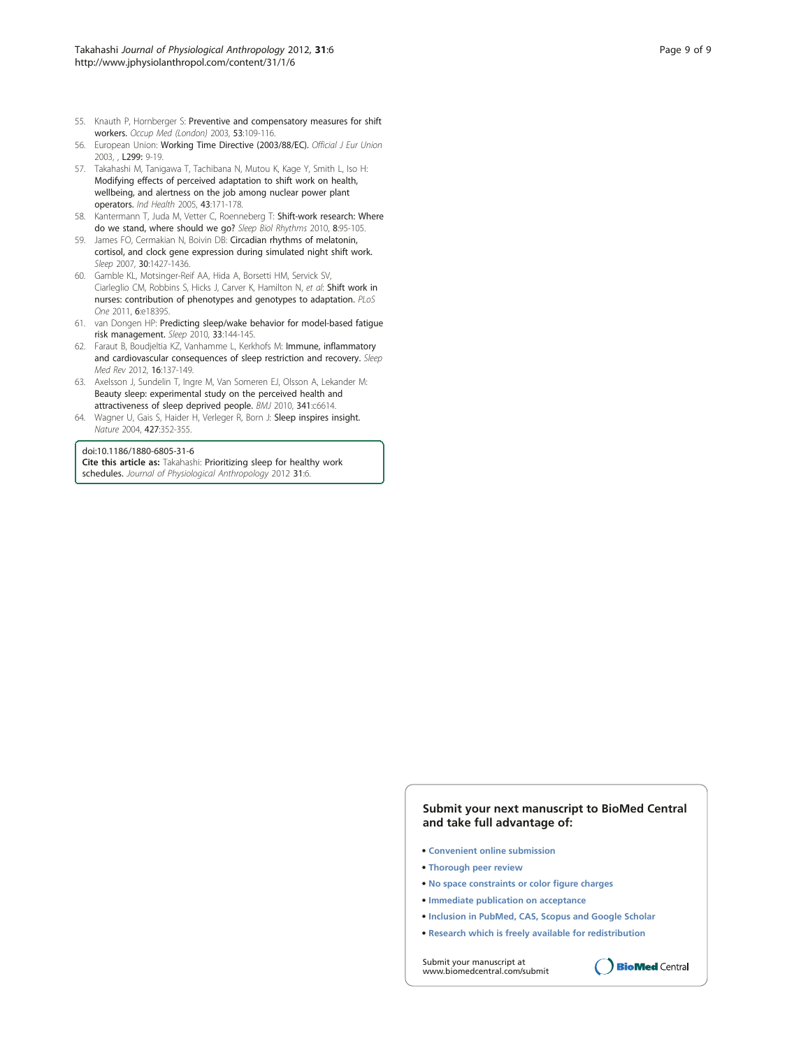55. Knauth P, Hornberger S: **Preventive and compensatory measures for shift workers.** *Occup Med (London)* 2003, **53**:109-116.
56. European Union: **Working Time Directive (2003/88/EC).** *Official J Eur Union* 2003, , **L299**: 9-19.
57. Takahashi M, Tanigawa T, Tachibana N, Mutou K, Kage Y, Smith L, Iso H: **Modifying effects of perceived adaptation to shift work on health, wellbeing, and alertness on the job among nuclear power plant operators.** *Ind Health* 2005, **43**:171-178.
58. Kantermann T, Juda M, Vetter C, Roenneberg T: **Shift-work research: Where do we stand, where should we go?** *Sleep Biol Rhythms* 2010, **8**:95-105.
59. James FO, Cermakian N, Boivin DB: **Circadian rhythms of melatonin, cortisol, and clock gene expression during simulated night shift work.** *Sleep* 2007, **30**:1427-1436.
60. Gamble KL, Motsinger-Reif AA, Hida A, Borsetti HM, Servick SV, Ciarleglio CM, Robbins S, Hicks J, Carver K, Hamilton N, *et al*: **Shift work in nurses: contribution of phenotypes and genotypes to adaptation.** *PLoS One* 2011, **6**:e18395.
61. van Dongen HP: **Predicting sleep/wake behavior for model-based fatigue risk management.** *Sleep* 2010, **33**:144-145.
62. Faraut B, Boudjeltia KZ, Vanhamme L, Kerkhofs M: **Immune, inflammatory and cardiovascular consequences of sleep restriction and recovery.** *Sleep Med Rev* 2012, **16**:137-149.
63. Axelsson J, Sundelin T, Ingre M, Van Someren EJ, Olsson A, Lekander M: **Beauty sleep: experimental study on the perceived health and attractiveness of sleep deprived people.** *BMJ* 2010, **341**:c6614.
64. Wagner U, Gais S, Haider H, Verleger R, Born J: **Sleep inspires insight.** *Nature* 2004, **427**:352-355.

doi:10.1186/1880-6805-31-6
**Cite this article as:** Takahashi: Prioritizing sleep for healthy work schedules. *Journal of Physiological Anthropology* 2012 **31**:6.

**Submit your next manuscript to BioMed Central and take full advantage of:**

- Convenient online submission
- Thorough peer review
- No space constraints or color figure charges
- Immediate publication on acceptance
- Inclusion in PubMed, CAS, Scopus and Google Scholar
- Research which is freely available for redistribution

Submit your manuscript at
www.biomedcentral.com/submit

BioMed Central